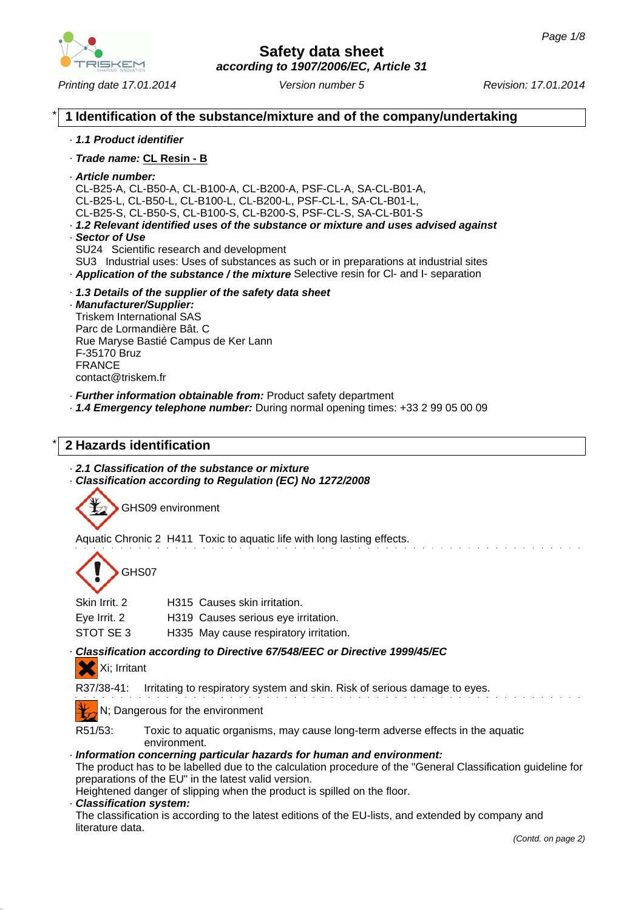# Safety data sheet

*according to 1907/2006/EC, Article 31*

*Printing date 17.01.2014* *Version number 5* *Revision: 17.01.2014*

## 1 Identification of the substance/mixture and of the company/undertaking

· ***1.1 Product identifier***

· ***Trade name:*** **CL Resin - B**

· ***Article number:***
CL-B25-A, CL-B50-A, CL-B100-A, CL-B200-A, PSF-CL-A, SA-CL-B01-A,
CL-B25-L, CL-B50-L, CL-B100-L, CL-B200-L, PSF-CL-L, SA-CL-B01-L,
CL-B25-S, CL-B50-S, CL-B100-S, CL-B200-S, PSF-CL-S, SA-CL-B01-S

· ***1.2 Relevant identified uses of the substance or mixture and uses advised against***

· ***Sector of Use***
SU24 Scientific research and development
SU3 Industrial uses: Uses of substances as such or in preparations at industrial sites

· ***Application of the substance / the mixture*** Selective resin for Cl- and I- separation

· ***1.3 Details of the supplier of the safety data sheet***

· ***Manufacturer/Supplier:***
Triskem International SAS
Parc de Lormandière Bât. C
Rue Maryse Bastié Campus de Ker Lann
F-35170 Bruz
FRANCE
contact@triskem.fr

· ***Further information obtainable from:*** Product safety department

· ***1.4 Emergency telephone number:*** During normal opening times: +33 2 99 05 00 09

## 2 Hazards identification

· ***2.1 Classification of the substance or mixture***

· ***Classification according to Regulation (EC) No 1272/2008***

GHS09 environment

Aquatic Chronic 2 H411 Toxic to aquatic life with long lasting effects.

GHS07

Skin Irrit. 2 H315 Causes skin irritation.
Eye Irrit. 2 H319 Causes serious eye irritation.
STOT SE 3 H335 May cause respiratory irritation.

· ***Classification according to Directive 67/548/EEC or Directive 1999/45/EC***

Xi; Irritant

R37/38-41: Irritating to respiratory system and skin. Risk of serious damage to eyes.

N; Dangerous for the environment

R51/53: Toxic to aquatic organisms, may cause long-term adverse effects in the aquatic environment.

· ***Information concerning particular hazards for human and environment:***
The product has to be labelled due to the calculation procedure of the "General Classification guideline for preparations of the EU" in the latest valid version.
Heightened danger of slipping when the product is spilled on the floor.

· ***Classification system:***
The classification is according to the latest editions of the EU-lists, and extended by company and literature data.

*(Contd. on page 2)*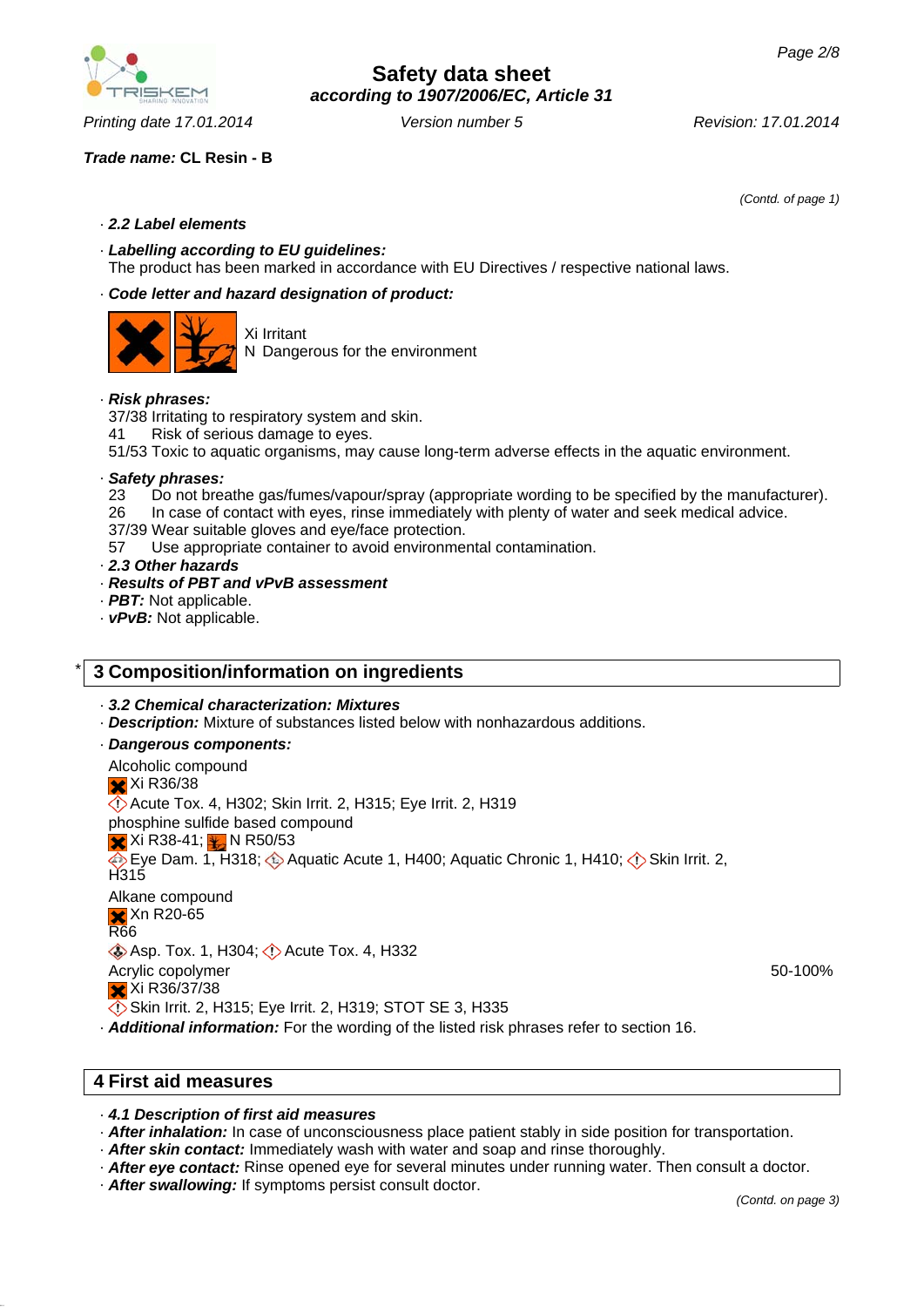**Trade name:** **CL Resin - B**

(Contd. of page 1)

· **2.2 Label elements**

· **Labelling according to EU guidelines:**
The product has been marked in accordance with EU Directives / respective national laws.

· **Code letter and hazard designation of product:**

Xi Irritant
N Dangerous for the environment

· **Risk phrases:**
37/38 Irritating to respiratory system and skin.
41 Risk of serious damage to eyes.
51/53 Toxic to aquatic organisms, may cause long-term adverse effects in the aquatic environment.

· **Safety phrases:**
23 Do not breathe gas/fumes/vapour/spray (appropriate wording to be specified by the manufacturer).
26 In case of contact with eyes, rinse immediately with plenty of water and seek medical advice.
37/39 Wear suitable gloves and eye/face protection.
57 Use appropriate container to avoid environmental contamination.

· **2.3 Other hazards**
· **Results of PBT and vPvB assessment**
· **PBT:** Not applicable.
· **vPvB:** Not applicable.

## * 3 Composition/information on ingredients

· **3.2 Chemical characterization: Mixtures**
· **Description:** Mixture of substances listed below with nonhazardous additions.
· **Dangerous components:**

Alcoholic compound
Xi R36/38
Acute Tox. 4, H302; Skin Irrit. 2, H315; Eye Irrit. 2, H319

phosphine sulfide based compound
Xi R38-41; N R50/53
Eye Dam. 1, H318; Aquatic Acute 1, H400; Aquatic Chronic 1, H410; Skin Irrit. 2, H315

Alkane compound
Xn R20-65
R66
Asp. Tox. 1, H304; Acute Tox. 4, H332

Acrylic copolymer — 50-100%
Xi R36/37/38
Skin Irrit. 2, H315; Eye Irrit. 2, H319; STOT SE 3, H335

· **Additional information:** For the wording of the listed risk phrases refer to section 16.

## 4 First aid measures

· **4.1 Description of first aid measures**
· **After inhalation:** In case of unconsciousness place patient stably in side position for transportation.
· **After skin contact:** Immediately wash with water and soap and rinse thoroughly.
· **After eye contact:** Rinse opened eye for several minutes under running water. Then consult a doctor.
· **After swallowing:** If symptoms persist consult doctor.

(Contd. on page 3)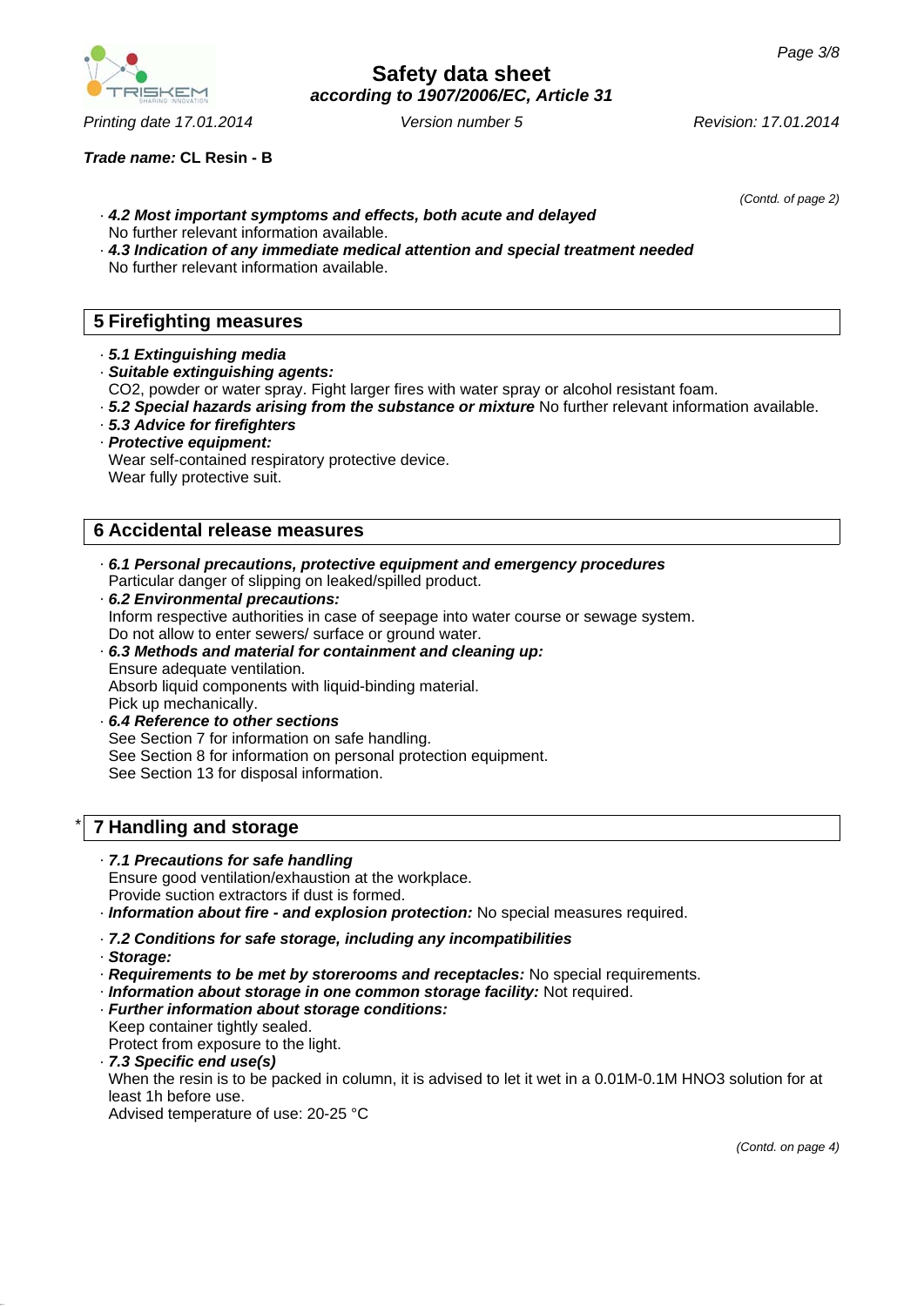*(Contd. of page 2)*

· ***4.2 Most important symptoms and effects, both acute and delayed***
No further relevant information available.
· ***4.3 Indication of any immediate medical attention and special treatment needed***
No further relevant information available.

## 5 Firefighting measures

· ***5.1 Extinguishing media***
· ***Suitable extinguishing agents:***
$CO_2$, powder or water spray. Fight larger fires with water spray or alcohol resistant foam.
· ***5.2 Special hazards arising from the substance or mixture*** No further relevant information available.
· ***5.3 Advice for firefighters***
· ***Protective equipment:***
Wear self-contained respiratory protective device.
Wear fully protective suit.

## 6 Accidental release measures

· ***6.1 Personal precautions, protective equipment and emergency procedures***
Particular danger of slipping on leaked/spilled product.
· ***6.2 Environmental precautions:***
Inform respective authorities in case of seepage into water course or sewage system.
Do not allow to enter sewers/ surface or ground water.
· ***6.3 Methods and material for containment and cleaning up:***
Ensure adequate ventilation.
Absorb liquid components with liquid-binding material.
Pick up mechanically.
· ***6.4 Reference to other sections***
See Section 7 for information on safe handling.
See Section 8 for information on personal protection equipment.
See Section 13 for disposal information.

## * 7 Handling and storage

· ***7.1 Precautions for safe handling***
Ensure good ventilation/exhaustion at the workplace.
Provide suction extractors if dust is formed.
· ***Information about fire - and explosion protection:*** No special measures required.

· ***7.2 Conditions for safe storage, including any incompatibilities***
· ***Storage:***
· ***Requirements to be met by storerooms and receptacles:*** No special requirements.
· ***Information about storage in one common storage facility:*** Not required.
· ***Further information about storage conditions:***
Keep container tightly sealed.
Protect from exposure to the light.
· ***7.3 Specific end use(s)***
When the resin is to be packed in column, it is advised to let it wet in a 0.01M-0.1M $HNO_3$ solution for at least 1h before use.
Advised temperature of use: 20-25 °C

*(Contd. on page 4)*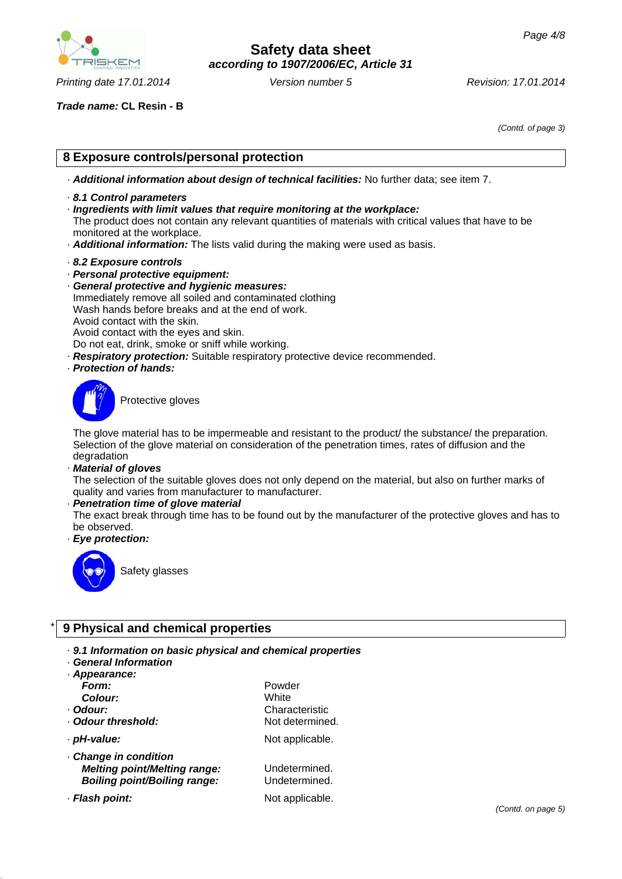**Trade name:** **CL Resin - B**

*(Contd. of page 3)*

## 8 Exposure controls/personal protection

· ***Additional information about design of technical facilities:*** No further data; see item 7.

· ***8.1 Control parameters***
· ***Ingredients with limit values that require monitoring at the workplace:***
The product does not contain any relevant quantities of materials with critical values that have to be monitored at the workplace.
· ***Additional information:*** The lists valid during the making were used as basis.

· ***8.2 Exposure controls***
· ***Personal protective equipment:***
· ***General protective and hygienic measures:***
Immediately remove all soiled and contaminated clothing
Wash hands before breaks and at the end of work.
Avoid contact with the skin.
Avoid contact with the eyes and skin.
Do not eat, drink, smoke or sniff while working.
· ***Respiratory protection:*** Suitable respiratory protective device recommended.
· ***Protection of hands:***

Protective gloves

The glove material has to be impermeable and resistant to the product/ the substance/ the preparation.
Selection of the glove material on consideration of the penetration times, rates of diffusion and the degradation
· ***Material of gloves***
The selection of the suitable gloves does not only depend on the material, but also on further marks of quality and varies from manufacturer to manufacturer.
· ***Penetration time of glove material***
The exact break through time has to be found out by the manufacturer of the protective gloves and has to be observed.
· ***Eye protection:***

Safety glasses

## * 9 Physical and chemical properties

· ***9.1 Information on basic physical and chemical properties***
· ***General Information***

| | |
|---|---|
| · ***Appearance:*** | |
| ***Form:*** | Powder |
| ***Colour:*** | White |
| · ***Odour:*** | Characteristic |
| · ***Odour threshold:*** | Not determined. |
| · ***pH-value:*** | Not applicable. |
| · ***Change in condition*** | |
| ***Melting point/Melting range:*** | Undetermined. |
| ***Boiling point/Boiling range:*** | Undetermined. |
| · ***Flash point:*** | Not applicable. |

*(Contd. on page 5)*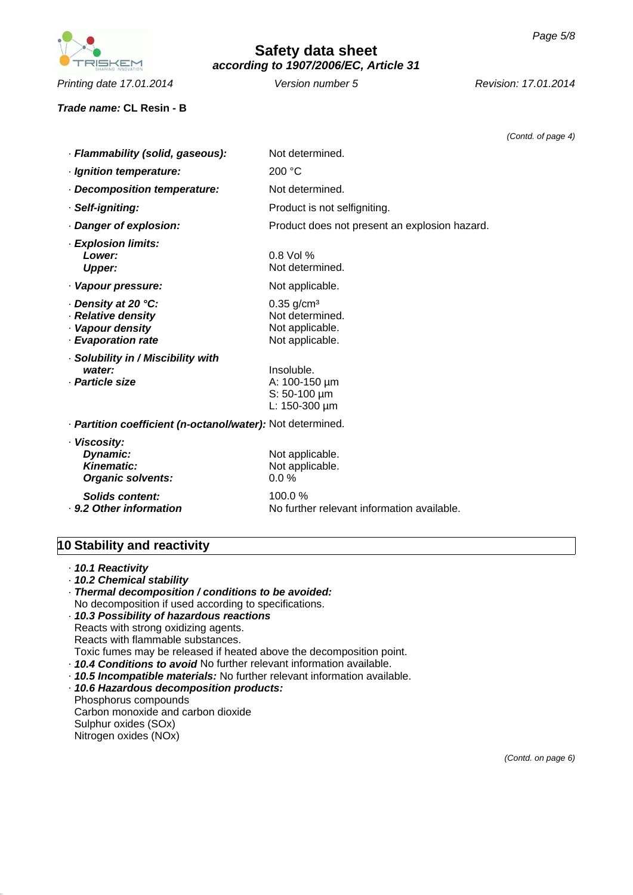*(Contd. of page 4)*

| | |
|---|---|
| · ***Flammability (solid, gaseous):*** | Not determined. |
| · ***Ignition temperature:*** | 200 °C |
| · ***Decomposition temperature:*** | Not determined. |
| · ***Self-igniting:*** | Product is not selfigniting. |
| · ***Danger of explosion:*** | Product does not present an explosion hazard. |
| · ***Explosion limits:*** | |
| ***Lower:*** | 0.8 Vol % |
| ***Upper:*** | Not determined. |
| · ***Vapour pressure:*** | Not applicable. |
| · ***Density at 20 °C:*** | 0.35 g/cm³ |
| · ***Relative density*** | Not determined. |
| · ***Vapour density*** | Not applicable. |
| · ***Evaporation rate*** | Not applicable. |
| · ***Solubility in / Miscibility with water:*** | Insoluble. |
| · ***Particle size*** | A: 100-150 µm<br>S: 50-100 µm<br>L: 150-300 µm |
| · ***Partition coefficient (n-octanol/water):*** | Not determined. |
| · ***Viscosity:*** | |
| ***Dynamic:*** | Not applicable. |
| ***Kinematic:*** | Not applicable. |
| ***Organic solvents:*** | 0.0 % |
| ***Solids content:*** | 100.0 % |
| · ***9.2 Other information*** | No further relevant information available. |

## 10 Stability and reactivity

· ***10.1 Reactivity***
· ***10.2 Chemical stability***
· ***Thermal decomposition / conditions to be avoided:***
No decomposition if used according to specifications.
· ***10.3 Possibility of hazardous reactions***
Reacts with strong oxidizing agents.
Reacts with flammable substances.
Toxic fumes may be released if heated above the decomposition point.
· ***10.4 Conditions to avoid*** No further relevant information available.
· ***10.5 Incompatible materials:*** No further relevant information available.
· ***10.6 Hazardous decomposition products:***
Phosphorus compounds
Carbon monoxide and carbon dioxide
Sulphur oxides (SOx)
Nitrogen oxides (NOx)

*(Contd. on page 6)*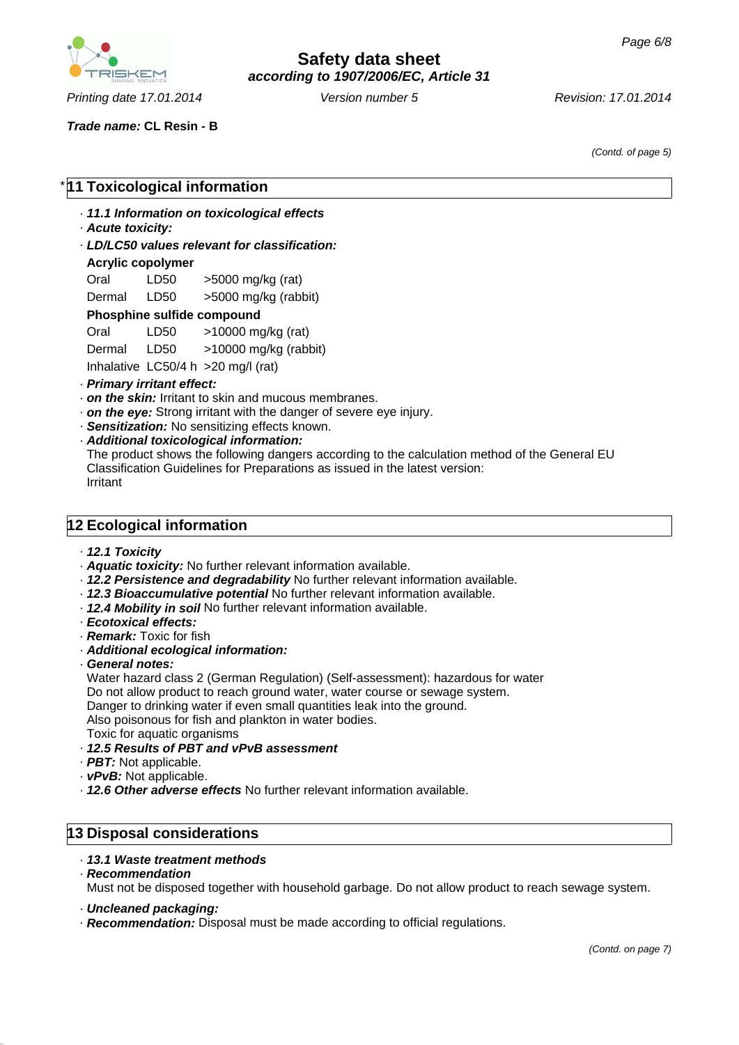Trade name: **CL Resin - B**

(Contd. of page 5)

## *11 Toxicological information

- ***11.1 Information on toxicological effects***
- ***Acute toxicity:***
- ***LD/LC50 values relevant for classification:***

**Acrylic copolymer**

| | | |
|---|---|---|
| Oral | LD50 | >5000 mg/kg (rat) |
| Dermal | LD50 | >5000 mg/kg (rabbit) |

**Phosphine sulfide compound**

| | | |
|---|---|---|
| Oral | LD50 | >10000 mg/kg (rat) |
| Dermal | LD50 | >10000 mg/kg (rabbit) |
| Inhalative | LC50/4 h | >20 mg/l (rat) |

- ***Primary irritant effect:***
- ***on the skin:*** Irritant to skin and mucous membranes.
- ***on the eye:*** Strong irritant with the danger of severe eye injury.
- ***Sensitization:*** No sensitizing effects known.
- ***Additional toxicological information:***
  The product shows the following dangers according to the calculation method of the General EU Classification Guidelines for Preparations as issued in the latest version:
  Irritant

## 12 Ecological information

- ***12.1 Toxicity***
- ***Aquatic toxicity:*** No further relevant information available.
- ***12.2 Persistence and degradability*** No further relevant information available.
- ***12.3 Bioaccumulative potential*** No further relevant information available.
- ***12.4 Mobility in soil*** No further relevant information available.
- ***Ecotoxical effects:***
- ***Remark:*** Toxic for fish
- ***Additional ecological information:***
- ***General notes:***
  Water hazard class 2 (German Regulation) (Self-assessment): hazardous for water
  Do not allow product to reach ground water, water course or sewage system.
  Danger to drinking water if even small quantities leak into the ground.
  Also poisonous for fish and plankton in water bodies.
  Toxic for aquatic organisms
- ***12.5 Results of PBT and vPvB assessment***
- ***PBT:*** Not applicable.
- ***vPvB:*** Not applicable.
- ***12.6 Other adverse effects*** No further relevant information available.

## 13 Disposal considerations

- ***13.1 Waste treatment methods***
- ***Recommendation***
  Must not be disposed together with household garbage. Do not allow product to reach sewage system.
- ***Uncleaned packaging:***
- ***Recommendation:*** Disposal must be made according to official regulations.

(Contd. on page 7)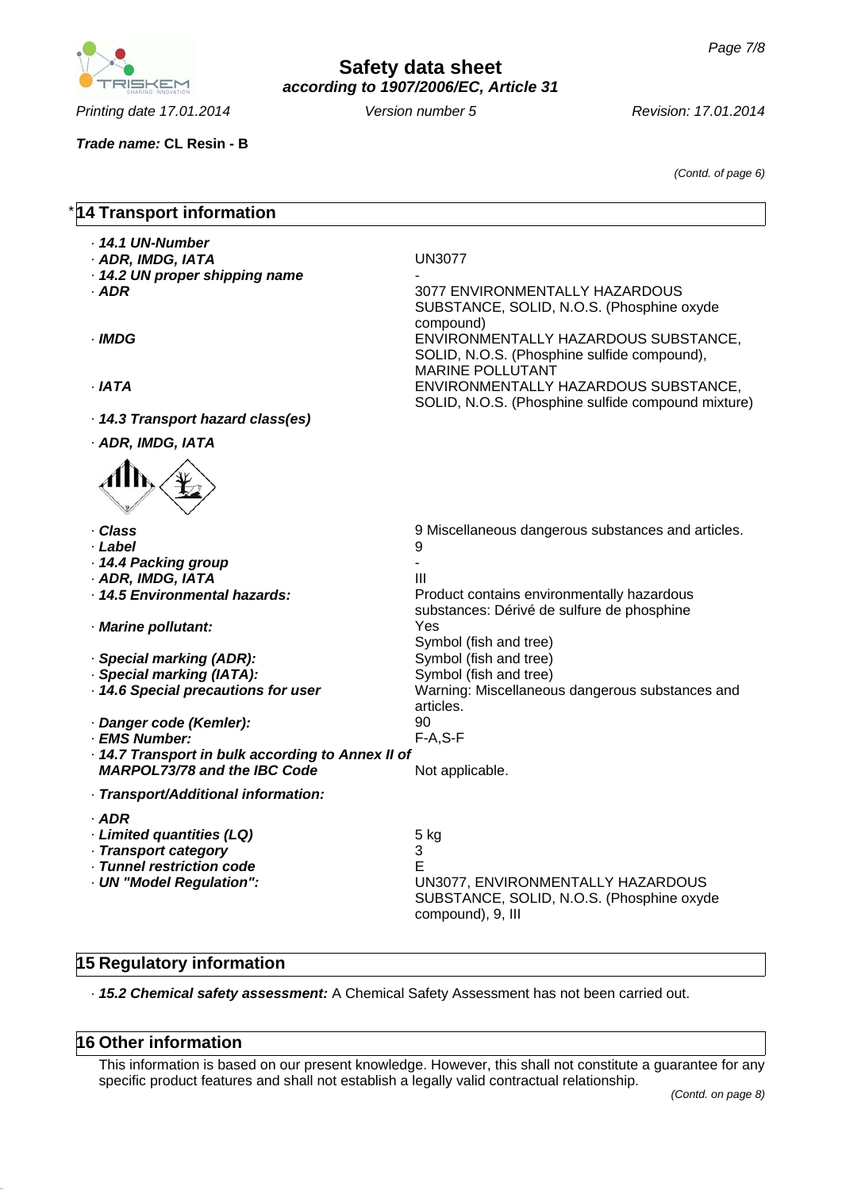*Trade name:* **CL Resin - B**

*(Contd. of page 6)*

## * 14 Transport information

| | |
|---|---|
| · ***14.1 UN-Number*** | |
| · ***ADR, IMDG, IATA*** | UN3077 |
| · ***14.2 UN proper shipping name*** | - |
| · ***ADR*** | 3077 ENVIRONMENTALLY HAZARDOUS SUBSTANCE, SOLID, N.O.S. (Phosphine oxyde compound) |
| · ***IMDG*** | ENVIRONMENTALLY HAZARDOUS SUBSTANCE, SOLID, N.O.S. (Phosphine sulfide compound), MARINE POLLUTANT |
| · ***IATA*** | ENVIRONMENTALLY HAZARDOUS SUBSTANCE, SOLID, N.O.S. (Phosphine sulfide compound mixture) |
| · ***14.3 Transport hazard class(es)*** | |
| · ***ADR, IMDG, IATA*** | |
| · ***Class*** | 9 Miscellaneous dangerous substances and articles. |
| · ***Label*** | 9 |
| · ***14.4 Packing group*** | - |
| · ***ADR, IMDG, IATA*** | III |
| · ***14.5 Environmental hazards:*** | Product contains environmentally hazardous substances: Dérivé de sulfure de phosphine |
| · ***Marine pollutant:*** | Yes<br>Symbol (fish and tree) |
| · ***Special marking (ADR):*** | Symbol (fish and tree) |
| · ***Special marking (IATA):*** | Symbol (fish and tree) |
| · ***14.6 Special precautions for user*** | Warning: Miscellaneous dangerous substances and articles. |
| · ***Danger code (Kemler):*** | 90 |
| · ***EMS Number:*** | F-A,S-F |
| · ***14.7 Transport in bulk according to Annex II of MARPOL73/78 and the IBC Code*** | Not applicable. |
| · ***Transport/Additional information:*** | |
| · ***ADR*** | |
| · ***Limited quantities (LQ)*** | 5 kg |
| · ***Transport category*** | 3 |
| · ***Tunnel restriction code*** | E |
| · ***UN "Model Regulation":*** | UN3077, ENVIRONMENTALLY HAZARDOUS SUBSTANCE, SOLID, N.O.S. (Phosphine oxyde compound), 9, III |

## 15 Regulatory information

· ***15.2 Chemical safety assessment:*** A Chemical Safety Assessment has not been carried out.

## 16 Other information

This information is based on our present knowledge. However, this shall not constitute a guarantee for any specific product features and shall not establish a legally valid contractual relationship.

*(Contd. on page 8)*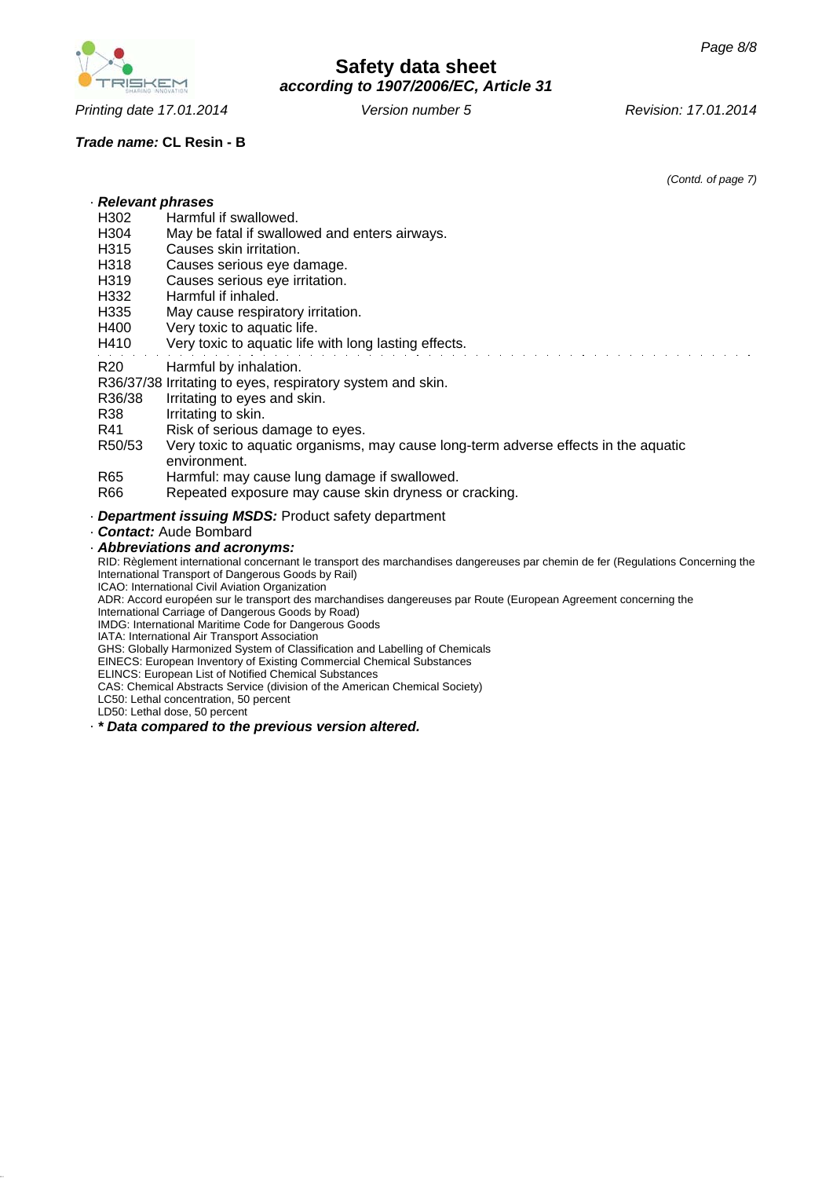(Contd. of page 7)

· **_Relevant phrases_**

| | |
|---|---|
| H302 | Harmful if swallowed. |
| H304 | May be fatal if swallowed and enters airways. |
| H315 | Causes skin irritation. |
| H318 | Causes serious eye damage. |
| H319 | Causes serious eye irritation. |
| H332 | Harmful if inhaled. |
| H335 | May cause respiratory irritation. |
| H400 | Very toxic to aquatic life. |
| H410 | Very toxic to aquatic life with long lasting effects. |

| | |
|---|---|
| R20 | Harmful by inhalation. |
| R36/37/38 | Irritating to eyes, respiratory system and skin. |
| R36/38 | Irritating to eyes and skin. |
| R38 | Irritating to skin. |
| R41 | Risk of serious damage to eyes. |
| R50/53 | Very toxic to aquatic organisms, may cause long-term adverse effects in the aquatic environment. |
| R65 | Harmful: may cause lung damage if swallowed. |
| R66 | Repeated exposure may cause skin dryness or cracking. |

· **_Department issuing MSDS:_** Product safety department

· **_Contact:_** Aude Bombard

· **_Abbreviations and acronyms:_**

RID: Règlement international concernant le transport des marchandises dangereuses par chemin de fer (Regulations Concerning the International Transport of Dangerous Goods by Rail)
ICAO: International Civil Aviation Organization
ADR: Accord européen sur le transport des marchandises dangereuses par Route (European Agreement concerning the International Carriage of Dangerous Goods by Road)
IMDG: International Maritime Code for Dangerous Goods
IATA: International Air Transport Association
GHS: Globally Harmonized System of Classification and Labelling of Chemicals
EINECS: European Inventory of Existing Commercial Chemical Substances
ELINCS: European List of Notified Chemical Substances
CAS: Chemical Abstracts Service (division of the American Chemical Society)
LC50: Lethal concentration, 50 percent
LD50: Lethal dose, 50 percent

· **_* Data compared to the previous version altered._**